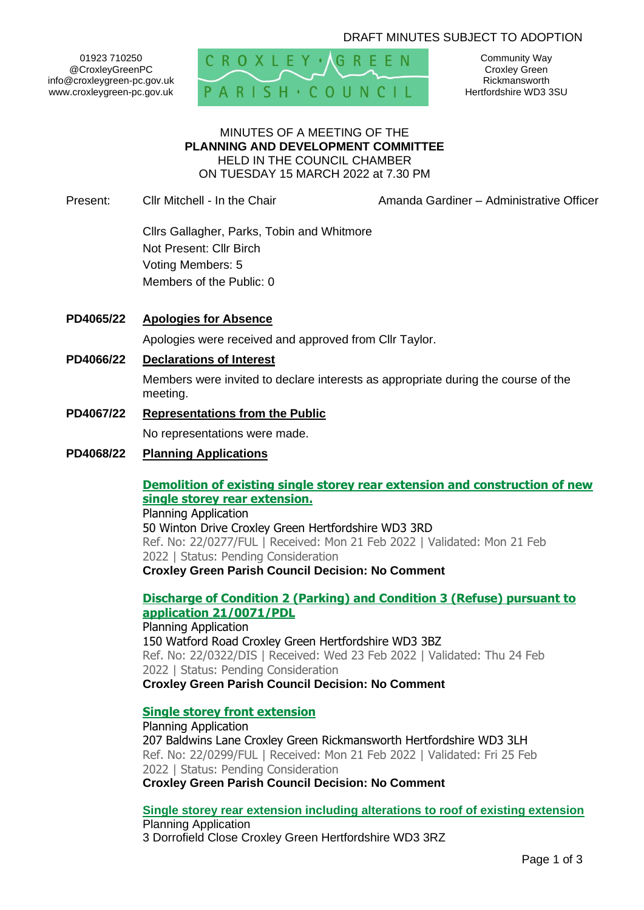DRAFT MINUTES SUBJECT TO ADOPTION

01923 710250
@CroxleyGreenPC
info@croxleygreen-pc.gov.uk
www.croxleygreen-pc.gov.uk

CROXLEY GREEN PARISH COUNCIL

Community Way
Croxley Green
Rickmansworth
Hertfordshire WD3 3SU

MINUTES OF A MEETING OF THE
**PLANNING AND DEVELOPMENT COMMITTEE**
HELD IN THE COUNCIL CHAMBER
ON TUESDAY 15 MARCH 2022 at 7.30 PM

Present: Cllr Mitchell - In the Chair    Amanda Gardiner – Administrative Officer

Cllrs Gallagher, Parks, Tobin and Whitmore
Not Present: Cllr Birch
Voting Members: 5
Members of the Public: 0

**PD4065/22** **Apologies for Absence**

Apologies were received and approved from Cllr Taylor.

**PD4066/22** **Declarations of Interest**

Members were invited to declare interests as appropriate during the course of the meeting.

**PD4067/22** **Representations from the Public**

No representations were made.

**PD4068/22** **Planning Applications**

**Demolition of existing single storey rear extension and construction of new single storey rear extension.**
Planning Application
50 Winton Drive Croxley Green Hertfordshire WD3 3RD
Ref. No: 22/0277/FUL | Received: Mon 21 Feb 2022 | Validated: Mon 21 Feb 2022 | Status: Pending Consideration
**Croxley Green Parish Council Decision: No Comment**

**Discharge of Condition 2 (Parking) and Condition 3 (Refuse) pursuant to application 21/0071/PDL**
Planning Application
150 Watford Road Croxley Green Hertfordshire WD3 3BZ
Ref. No: 22/0322/DIS | Received: Wed 23 Feb 2022 | Validated: Thu 24 Feb 2022 | Status: Pending Consideration
**Croxley Green Parish Council Decision: No Comment**

**Single storey front extension**
Planning Application
207 Baldwins Lane Croxley Green Rickmansworth Hertfordshire WD3 3LH
Ref. No: 22/0299/FUL | Received: Mon 21 Feb 2022 | Validated: Fri 25 Feb 2022 | Status: Pending Consideration
**Croxley Green Parish Council Decision: No Comment**

**Single storey rear extension including alterations to roof of existing extension**
Planning Application
3 Dorrofield Close Croxley Green Hertfordshire WD3 3RZ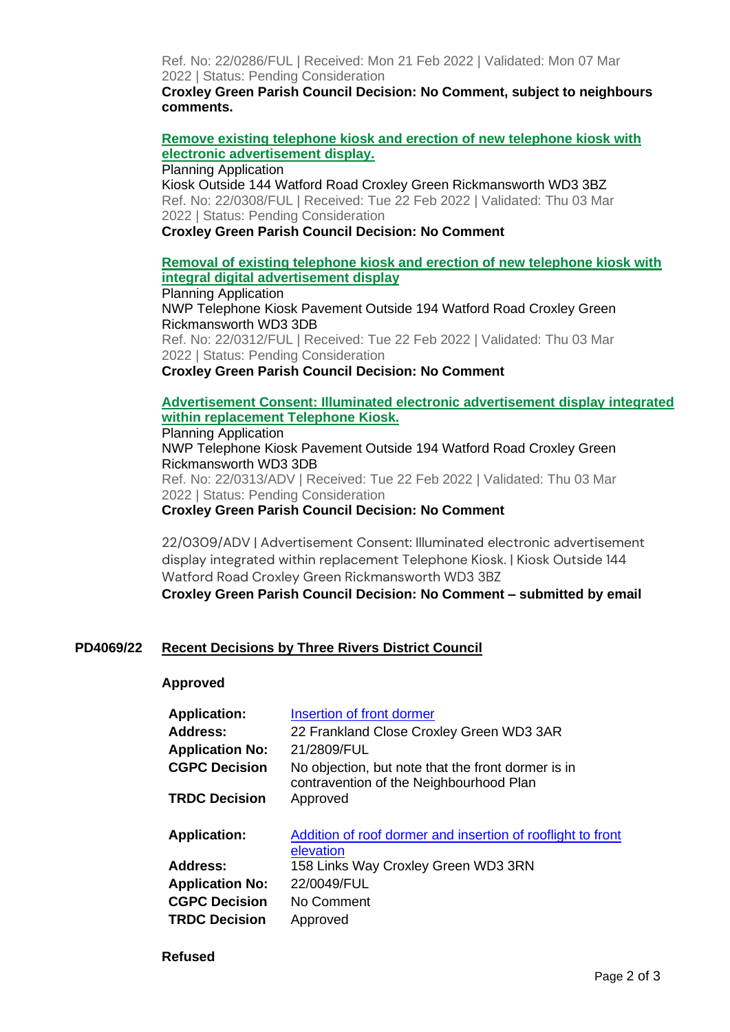Ref. No: 22/0286/FUL | Received: Mon 21 Feb 2022 | Validated: Mon 07 Mar 2022 | Status: Pending Consideration

**Croxley Green Parish Council Decision: No Comment, subject to neighbours comments.**

**Remove existing telephone kiosk and erection of new telephone kiosk with electronic advertisement display.**

Planning Application

Kiosk Outside 144 Watford Road Croxley Green Rickmansworth WD3 3BZ

Ref. No: 22/0308/FUL | Received: Tue 22 Feb 2022 | Validated: Thu 03 Mar 2022 | Status: Pending Consideration

**Croxley Green Parish Council Decision: No Comment**

**Removal of existing telephone kiosk and erection of new telephone kiosk with integral digital advertisement display**

Planning Application

NWP Telephone Kiosk Pavement Outside 194 Watford Road Croxley Green Rickmansworth WD3 3DB

Ref. No: 22/0312/FUL | Received: Tue 22 Feb 2022 | Validated: Thu 03 Mar 2022 | Status: Pending Consideration

**Croxley Green Parish Council Decision: No Comment**

**Advertisement Consent: Illuminated electronic advertisement display integrated within replacement Telephone Kiosk.**

Planning Application

NWP Telephone Kiosk Pavement Outside 194 Watford Road Croxley Green Rickmansworth WD3 3DB

Ref. No: 22/0313/ADV | Received: Tue 22 Feb 2022 | Validated: Thu 03 Mar 2022 | Status: Pending Consideration

**Croxley Green Parish Council Decision: No Comment**

22/0309/ADV | Advertisement Consent: Illuminated electronic advertisement display integrated within replacement Telephone Kiosk. | Kiosk Outside 144 Watford Road Croxley Green Rickmansworth WD3 3BZ

**Croxley Green Parish Council Decision: No Comment – submitted by email**

## PD4069/22 Recent Decisions by Three Rivers District Council

**Approved**

| | |
|---|---|
| **Application:** | Insertion of front dormer |
| **Address:** | 22 Frankland Close Croxley Green WD3 3AR |
| **Application No:** | 21/2809/FUL |
| **CGPC Decision** | No objection, but note that the front dormer is in contravention of the Neighbourhood Plan |
| **TRDC Decision** | Approved |

| | |
|---|---|
| **Application:** | Addition of roof dormer and insertion of rooflight to front elevation |
| **Address:** | 158 Links Way Croxley Green WD3 3RN |
| **Application No:** | 22/0049/FUL |
| **CGPC Decision** | No Comment |
| **TRDC Decision** | Approved |

**Refused**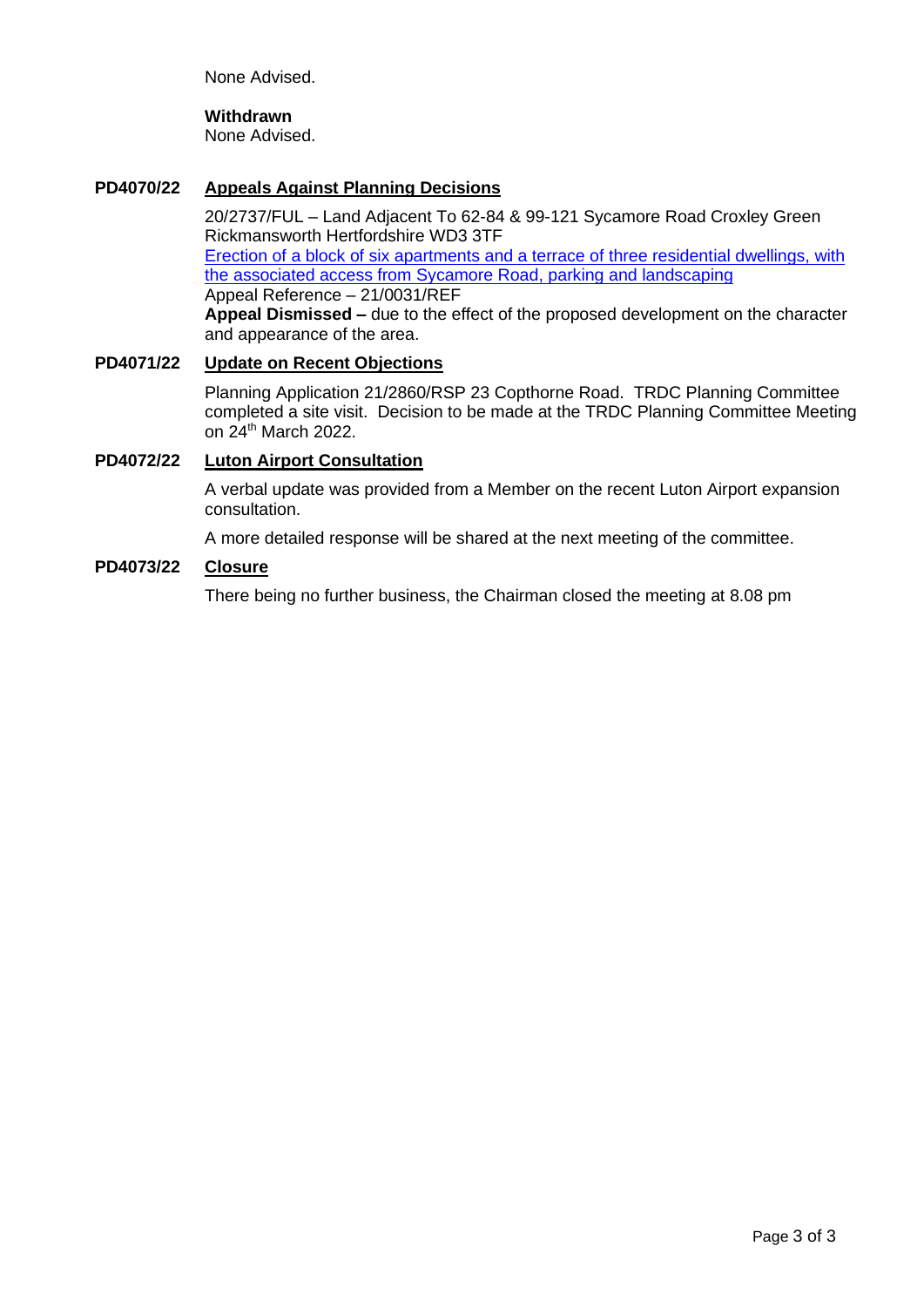None Advised.

**Withdrawn**
None Advised.

**PD4070/22 Appeals Against Planning Decisions**

20/2737/FUL – Land Adjacent To 62-84 & 99-121 Sycamore Road Croxley Green Rickmansworth Hertfordshire WD3 3TF
Erection of a block of six apartments and a terrace of three residential dwellings, with the associated access from Sycamore Road, parking and landscaping
Appeal Reference – 21/0031/REF
**Appeal Dismissed –** due to the effect of the proposed development on the character and appearance of the area.

**PD4071/22 Update on Recent Objections**

Planning Application 21/2860/RSP 23 Copthorne Road. TRDC Planning Committee completed a site visit. Decision to be made at the TRDC Planning Committee Meeting on 24th March 2022.

**PD4072/22 Luton Airport Consultation**

A verbal update was provided from a Member on the recent Luton Airport expansion consultation.

A more detailed response will be shared at the next meeting of the committee.

**PD4073/22 Closure**

There being no further business, the Chairman closed the meeting at 8.08 pm